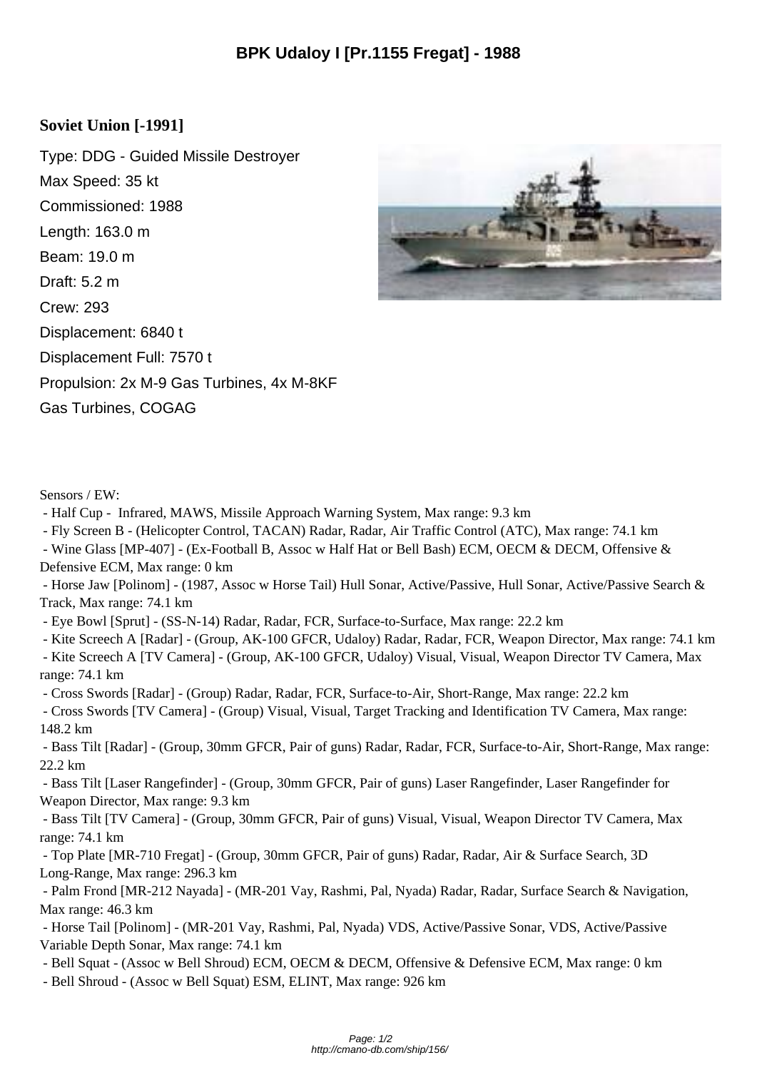# BPK Udaloy I [Pr.1155 Fregat] - 1988

### Soviet Union [-1991]

Type: DDG - Guided Missile Destroyer

Max Speed: 35 kt

Commissioned: 1988

Length: 163.0 m

Beam: 19.0 m

Draft: 5.2 m

Crew: 293

Displacement: 6840 t

Displacement Full: 7570 t

Propulsion: 2x M-9 Gas Turbines, 4x M-8KF Gas Turbines, COGAG

Sensors / EW:

- Half Cup - Infrared, MAWS, Missile Approach Warning System, Max range: 9.3 km
- Fly Screen B - (Helicopter Control, TACAN) Radar, Radar, Air Traffic Control (ATC), Max range: 74.1 km
- Wine Glass [MP-407] - (Ex-Football B, Assoc w Half Hat or Bell Bash) ECM, OECM & DECM, Offensive & Defensive ECM, Max range: 0 km
- Horse Jaw [Polinom] - (1987, Assoc w Horse Tail) Hull Sonar, Active/Passive, Hull Sonar, Active/Passive Search & Track, Max range: 74.1 km
- Eye Bowl [Sprut] - (SS-N-14) Radar, Radar, FCR, Surface-to-Surface, Max range: 22.2 km
- Kite Screech A [Radar] - (Group, AK-100 GFCR, Udaloy) Radar, Radar, FCR, Weapon Director, Max range: 74.1 km
- Kite Screech A [TV Camera] - (Group, AK-100 GFCR, Udaloy) Visual, Visual, Weapon Director TV Camera, Max range: 74.1 km
- Cross Swords [Radar] - (Group) Radar, Radar, FCR, Surface-to-Air, Short-Range, Max range: 22.2 km
- Cross Swords [TV Camera] - (Group) Visual, Visual, Target Tracking and Identification TV Camera, Max range: 148.2 km
- Bass Tilt [Radar] - (Group, 30mm GFCR, Pair of guns) Radar, Radar, FCR, Surface-to-Air, Short-Range, Max range: 22.2 km
- Bass Tilt [Laser Rangefinder] - (Group, 30mm GFCR, Pair of guns) Laser Rangefinder, Laser Rangefinder for Weapon Director, Max range: 9.3 km
- Bass Tilt [TV Camera] - (Group, 30mm GFCR, Pair of guns) Visual, Visual, Weapon Director TV Camera, Max range: 74.1 km
- Top Plate [MR-710 Fregat] - (Group, 30mm GFCR, Pair of guns) Radar, Radar, Air & Surface Search, 3D Long-Range, Max range: 296.3 km
- Palm Frond [MR-212 Nayada] - (MR-201 Vay, Rashmi, Pal, Nyada) Radar, Radar, Surface Search & Navigation, Max range: 46.3 km
- Horse Tail [Polinom] - (MR-201 Vay, Rashmi, Pal, Nyada) VDS, Active/Passive Sonar, VDS, Active/Passive Variable Depth Sonar, Max range: 74.1 km
- Bell Squat - (Assoc w Bell Shroud) ECM, OECM & DECM, Offensive & Defensive ECM, Max range: 0 km
- Bell Shroud - (Assoc w Bell Squat) ESM, ELINT, Max range: 926 km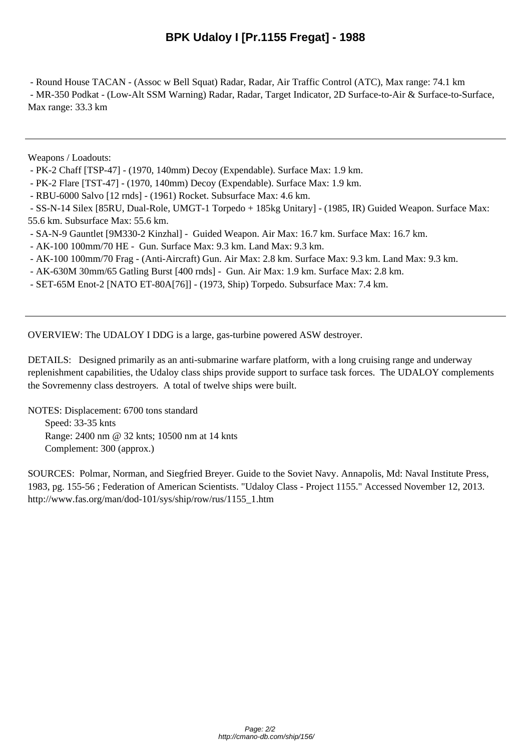- Round House TACAN - (Assoc w Bell Squat) Radar, Radar, Air Traffic Control (ATC), Max range: 74.1 km
- MR-350 Podkat - (Low-Alt SSM Warning) Radar, Radar, Target Indicator, 2D Surface-to-Air & Surface-to-Surface, Max range: 33.3 km

---

Weapons / Loadouts:

- PK-2 Chaff [TSP-47] - (1970, 140mm) Decoy (Expendable). Surface Max: 1.9 km.
- PK-2 Flare [TST-47] - (1970, 140mm) Decoy (Expendable). Surface Max: 1.9 km.
- RBU-6000 Salvo [12 rnds] - (1961) Rocket. Subsurface Max: 4.6 km.
- SS-N-14 Silex [85RU, Dual-Role, UMGT-1 Torpedo + 185kg Unitary] - (1985, IR) Guided Weapon. Surface Max: 55.6 km. Subsurface Max: 55.6 km.
- SA-N-9 Gauntlet [9M330-2 Kinzhal] - Guided Weapon. Air Max: 16.7 km. Surface Max: 16.7 km.
- AK-100 100mm/70 HE - Gun. Surface Max: 9.3 km. Land Max: 9.3 km.
- AK-100 100mm/70 Frag - (Anti-Aircraft) Gun. Air Max: 2.8 km. Surface Max: 9.3 km. Land Max: 9.3 km.
- AK-630M 30mm/65 Gatling Burst [400 rnds] - Gun. Air Max: 1.9 km. Surface Max: 2.8 km.
- SET-65M Enot-2 [NATO ET-80A[76]] - (1973, Ship) Torpedo. Subsurface Max: 7.4 km.

---

OVERVIEW: The UDALOY I DDG is a large, gas-turbine powered ASW destroyer.

DETAILS: Designed primarily as an anti-submarine warfare platform, with a long cruising range and underway replenishment capabilities, the Udaloy class ships provide support to surface task forces. The UDALOY complements the Sovremenny class destroyers. A total of twelve ships were built.

NOTES: Displacement: 6700 tons standard
Speed: 33-35 knts
Range: 2400 nm @ 32 knts; 10500 nm at 14 knts
Complement: 300 (approx.)

SOURCES: Polmar, Norman, and Siegfried Breyer. Guide to the Soviet Navy. Annapolis, Md: Naval Institute Press, 1983, pg. 155-56 ; Federation of American Scientists. "Udaloy Class - Project 1155." Accessed November 12, 2013. http://www.fas.org/man/dod-101/sys/ship/row/rus/1155_1.htm